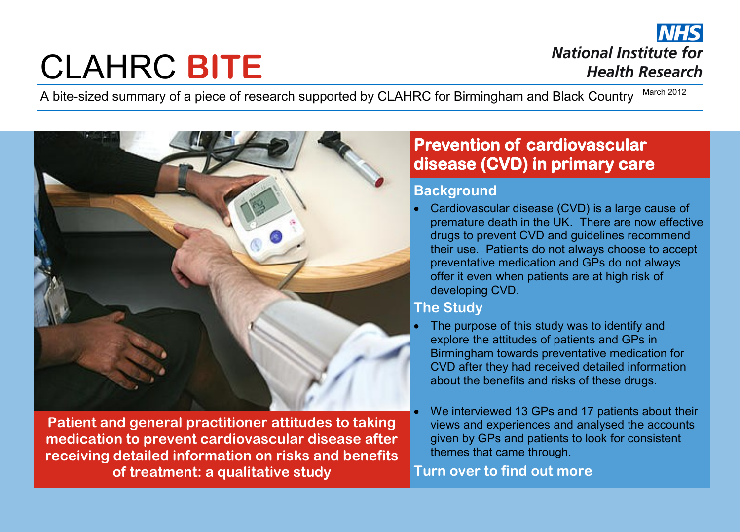# CLAHRC BITE

NHS National Institute for Health Research

A bite-sized summary of a piece of research supported by CLAHRC for Birmingham and Black Country

March 2012

**Patient and general practitioner attitudes to taking medication to prevent cardiovascular disease after receiving detailed information on risks and benefits of treatment: a qualitative study**

## Prevention of cardiovascular disease (CVD) in primary care

### Background

- Cardiovascular disease (CVD) is a large cause of premature death in the UK. There are now effective drugs to prevent CVD and guidelines recommend their use. Patients do not always choose to accept preventative medication and GPs do not always offer it even when patients are at high risk of developing CVD.

### The Study

- The purpose of this study was to identify and explore the attitudes of patients and GPs in Birmingham towards preventative medication for CVD after they had received detailed information about the benefits and risks of these drugs.

- We interviewed 13 GPs and 17 patients about their views and experiences and analysed the accounts given by GPs and patients to look for consistent themes that came through.

**Turn over to find out more**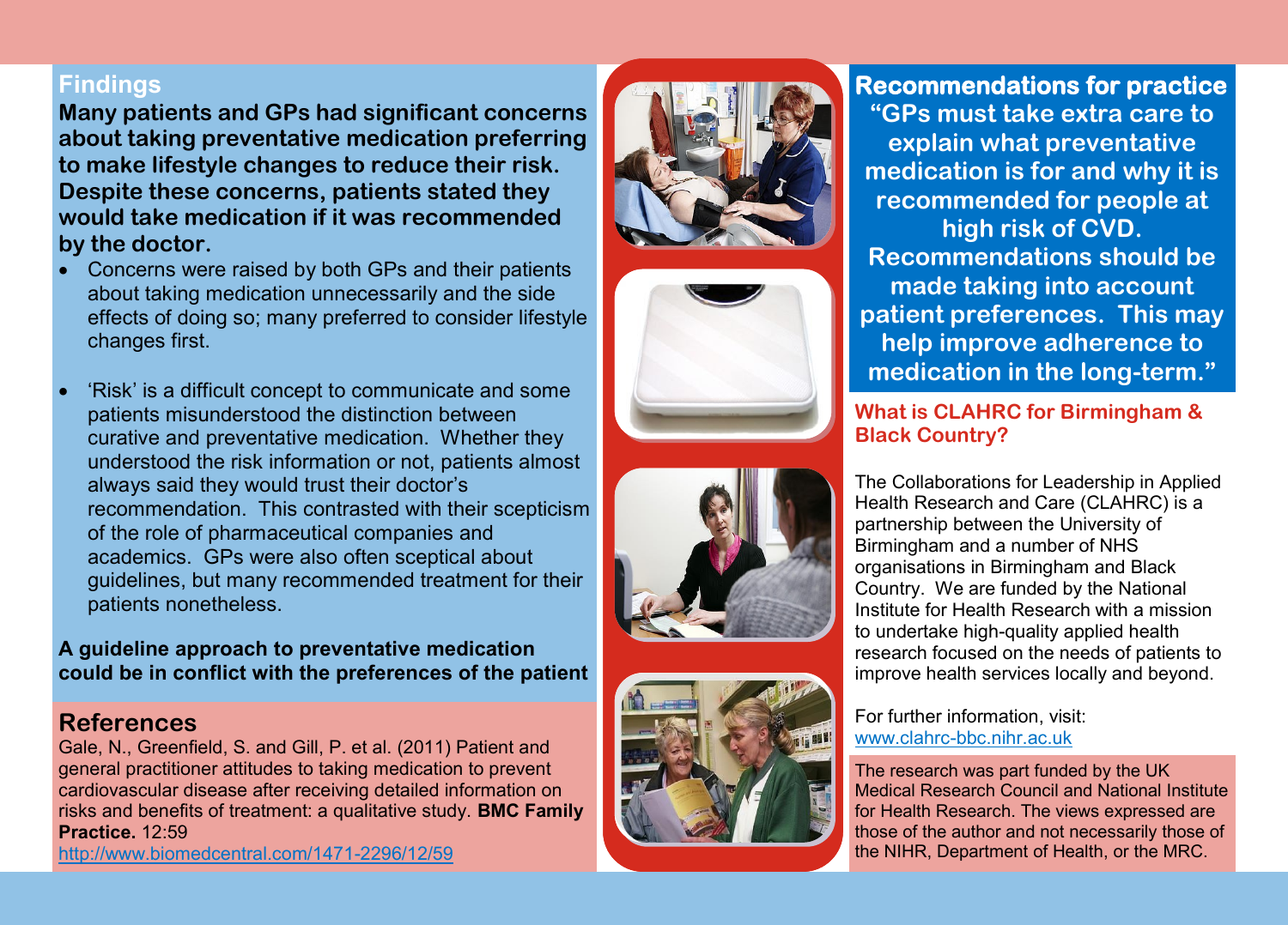## Findings

**Many patients and GPs had significant concerns about taking preventative medication preferring to make lifestyle changes to reduce their risk. Despite these concerns, patients stated they would take medication if it was recommended by the doctor.**

- Concerns were raised by both GPs and their patients about taking medication unnecessarily and the side effects of doing so; many preferred to consider lifestyle changes first.
- 'Risk' is a difficult concept to communicate and some patients misunderstood the distinction between curative and preventative medication. Whether they understood the risk information or not, patients almost always said they would trust their doctor's recommendation. This contrasted with their scepticism of the role of pharmaceutical companies and academics. GPs were also often sceptical about guidelines, but many recommended treatment for their patients nonetheless.

**A guideline approach to preventative medication could be in conflict with the preferences of the patient**

## References

Gale, N., Greenfield, S. and Gill, P. et al. (2011) Patient and general practitioner attitudes to taking medication to prevent cardiovascular disease after receiving detailed information on risks and benefits of treatment: a qualitative study. **BMC Family Practice.** 12:59
http://www.biomedcentral.com/1471-2296/12/59

## Recommendations for practice

**"GPs must take extra care to explain what preventative medication is for and why it is recommended for people at high risk of CVD. Recommendations should be made taking into account patient preferences. This may help improve adherence to medication in the long-term."**

### What is CLAHRC for Birmingham & Black Country?

The Collaborations for Leadership in Applied Health Research and Care (CLAHRC) is a partnership between the University of Birmingham and a number of NHS organisations in Birmingham and Black Country. We are funded by the National Institute for Health Research with a mission to undertake high-quality applied health research focused on the needs of patients to improve health services locally and beyond.

For further information, visit:
www.clahrc-bbc.nihr.ac.uk

The research was part funded by the UK Medical Research Council and National Institute for Health Research. The views expressed are those of the author and not necessarily those of the NIHR, Department of Health, or the MRC.